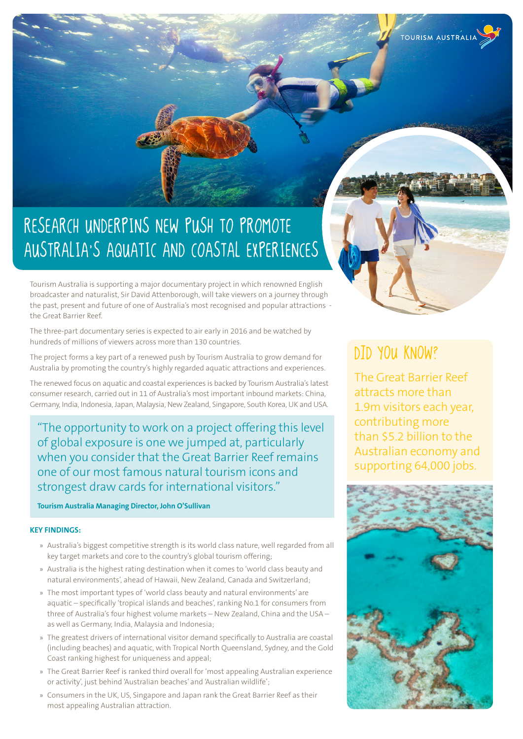TOURISM AUSTRALIA

# RESEARCH UNDERPINS NEW PUSH TO PROMOTE AUSTRALIA'S AQUATIC AND COASTAL EXPERIENCES

Tourism Australia is supporting a major documentary project in which renowned English broadcaster and naturalist, Sir David Attenborough, will take viewers on a journey through the past, present and future of one of Australia's most recognised and popular attractions - the Great Barrier Reef.

The three-part documentary series is expected to air early in 2016 and be watched by hundreds of millions of viewers across more than 130 countries.

The project forms a key part of a renewed push by Tourism Australia to grow demand for Australia by promoting the country's highly regarded aquatic attractions and experiences.

The renewed focus on aquatic and coastal experiences is backed by Tourism Australia's latest consumer research, carried out in 11 of Australia's most important inbound markets: China, Germany, India, Indonesia, Japan, Malaysia, New Zealand, Singapore, South Korea, UK and USA.

> "The opportunity to work on a project offering this level of global exposure is one we jumped at, particularly when you consider that the Great Barrier Reef remains one of our most famous natural tourism icons and strongest draw cards for international visitors."
>
> **Tourism Australia Managing Director, John O'Sullivan**

**KEY FINDINGS:**

- Australia's biggest competitive strength is its world class nature, well regarded from all key target markets and core to the country's global tourism offering;
- Australia is the highest rating destination when it comes to 'world class beauty and natural environments', ahead of Hawaii, New Zealand, Canada and Switzerland;
- The most important types of 'world class beauty and natural environments' are aquatic – specifically 'tropical islands and beaches', ranking No.1 for consumers from three of Australia's four highest volume markets – New Zealand, China and the USA – as well as Germany, India, Malaysia and Indonesia;
- The greatest drivers of international visitor demand specifically to Australia are coastal (including beaches) and aquatic, with Tropical North Queensland, Sydney, and the Gold Coast ranking highest for uniqueness and appeal;
- The Great Barrier Reef is ranked third overall for 'most appealing Australian experience or activity', just behind 'Australian beaches' and 'Australian wildlife';
- Consumers in the UK, US, Singapore and Japan rank the Great Barrier Reef as their most appealing Australian attraction.

## DID YOU KNOW?

The Great Barrier Reef attracts more than 1.9m visitors each year, contributing more than $5.2 billion to the Australian economy and supporting 64,000 jobs.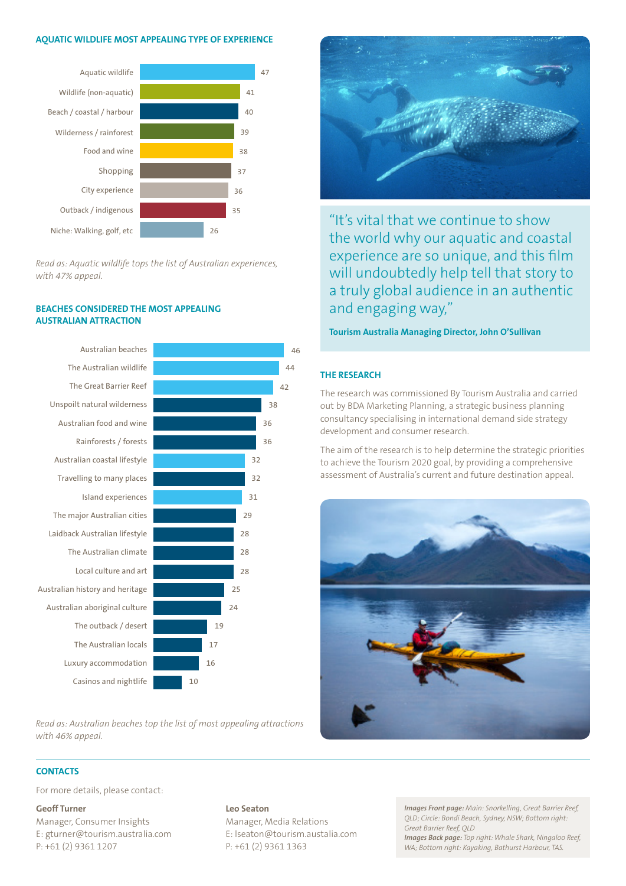## AQUATIC WILDLIFE MOST APPEALING TYPE OF EXPERIENCE

Aquatic wildlife 47
Wildlife (non-aquatic) 41
Beach / coastal / harbour 40
Wilderness / rainforest 39
Food and wine 38
Shopping 37
City experience 36
Outback / indigenous 35
Niche: Walking, golf, etc 26

*Read as: Aquatic wildlife tops the list of Australian experiences, with 47% appeal.*

## BEACHES CONSIDERED THE MOST APPEALING AUSTRALIAN ATTRACTION

Australian beaches 46
The Australian wildlife 44
The Great Barrier Reef 42
Unspoilt natural wilderness 38
Australian food and wine 36
Rainforests / forests 36
Australian coastal lifestyle 32
Travelling to many places 32
Island experiences 31
The major Australian cities 29
Laidback Australian lifestyle 28
The Australian climate 28
Local culture and art 28
Australian history and heritage 25
Australian aboriginal culture 24
The outback / desert 19
The Australian locals 17
Luxury accommodation 16
Casinos and nightlife 10

*Read as: Australian beaches top the list of most appealing attractions with 46% appeal.*

"It's vital that we continue to show the world why our aquatic and coastal experience are so unique, and this film will undoubtedly help tell that story to a truly global audience in an authentic and engaging way,"

**Tourism Australia Managing Director, John O'Sullivan**

## THE RESEARCH

The research was commissioned By Tourism Australia and carried out by BDA Marketing Planning, a strategic business planning consultancy specialising in international demand side strategy development and consumer research.

The aim of the research is to help determine the strategic priorities to achieve the Tourism 2020 goal, by providing a comprehensive assessment of Australia's current and future destination appeal.

## CONTACTS

For more details, please contact:

**Geoff Turner**
Manager, Consumer Insights
E: gturner@tourism.australia.com
P: +61 (2) 9361 1207

**Leo Seaton**
Manager, Media Relations
E: lseaton@tourism.austalia.com
P: +61 (2) 9361 1363

***Images Front page:*** *Main: Snorkelling, Great Barrier Reef, QLD; Circle: Bondi Beach, Sydney, NSW; Bottom right: Great Barrier Reef, QLD*
***Images Back page:*** *Top right: Whale Shark, Ningaloo Reef, WA; Bottom right: Kayaking, Bathurst Harbour, TAS.*